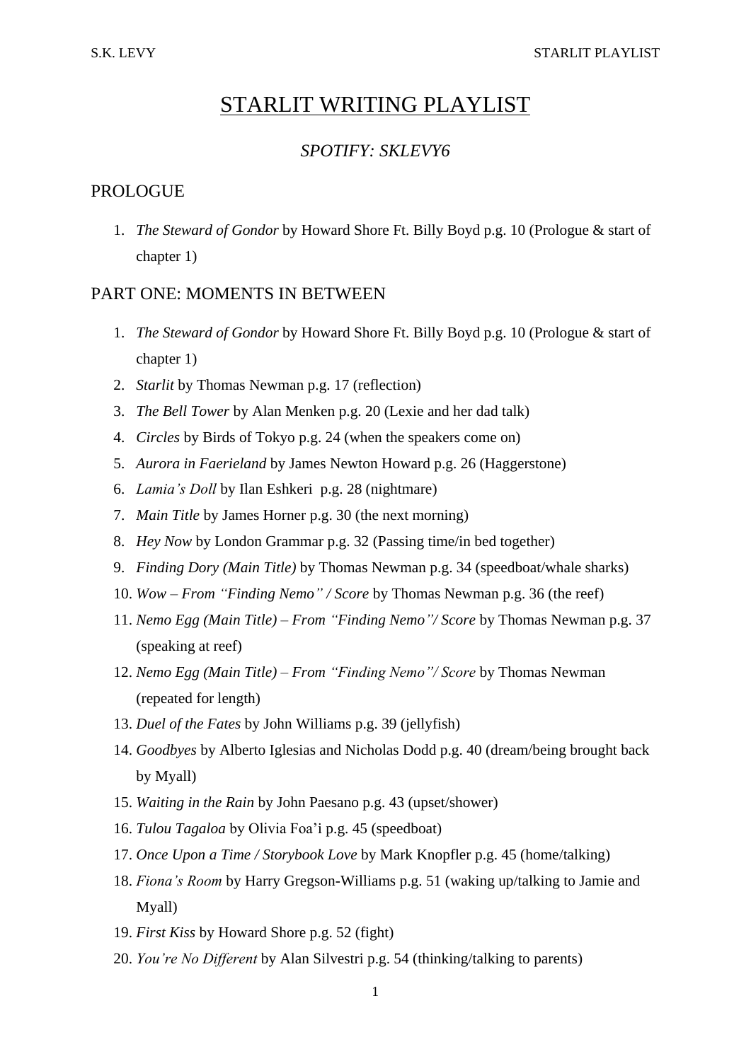# STARLIT WRITING PLAYLIST

## *SPOTIFY: SKLEVY6*

## PROLOGUE

1. *The Steward of Gondor* by Howard Shore Ft. Billy Boyd p.g. 10 (Prologue & start of chapter 1)

## PART ONE: MOMENTS IN BETWEEN

1. *The Steward of Gondor* by Howard Shore Ft. Billy Boyd p.g. 10 (Prologue & start of chapter 1)
2. *Starlit* by Thomas Newman p.g. 17 (reflection)
3. *The Bell Tower* by Alan Menken p.g. 20 (Lexie and her dad talk)
4. *Circles* by Birds of Tokyo p.g. 24 (when the speakers come on)
5. *Aurora in Faerieland* by James Newton Howard p.g. 26 (Haggerstone)
6. *Lamia's Doll* by Ilan Eshkeri p.g. 28 (nightmare)
7. *Main Title* by James Horner p.g. 30 (the next morning)
8. *Hey Now* by London Grammar p.g. 32 (Passing time/in bed together)
9. *Finding Dory (Main Title)* by Thomas Newman p.g. 34 (speedboat/whale sharks)
10. *Wow – From "Finding Nemo" / Score* by Thomas Newman p.g. 36 (the reef)
11. *Nemo Egg (Main Title) – From "Finding Nemo"/ Score* by Thomas Newman p.g. 37 (speaking at reef)
12. *Nemo Egg (Main Title) – From "Finding Nemo"/ Score* by Thomas Newman (repeated for length)
13. *Duel of the Fates* by John Williams p.g. 39 (jellyfish)
14. *Goodbyes* by Alberto Iglesias and Nicholas Dodd p.g. 40 (dream/being brought back by Myall)
15. *Waiting in the Rain* by John Paesano p.g. 43 (upset/shower)
16. *Tulou Tagaloa* by Olivia Foa'i p.g. 45 (speedboat)
17. *Once Upon a Time / Storybook Love* by Mark Knopfler p.g. 45 (home/talking)
18. *Fiona's Room* by Harry Gregson-Williams p.g. 51 (waking up/talking to Jamie and Myall)
19. *First Kiss* by Howard Shore p.g. 52 (fight)
20. *You're No Different* by Alan Silvestri p.g. 54 (thinking/talking to parents)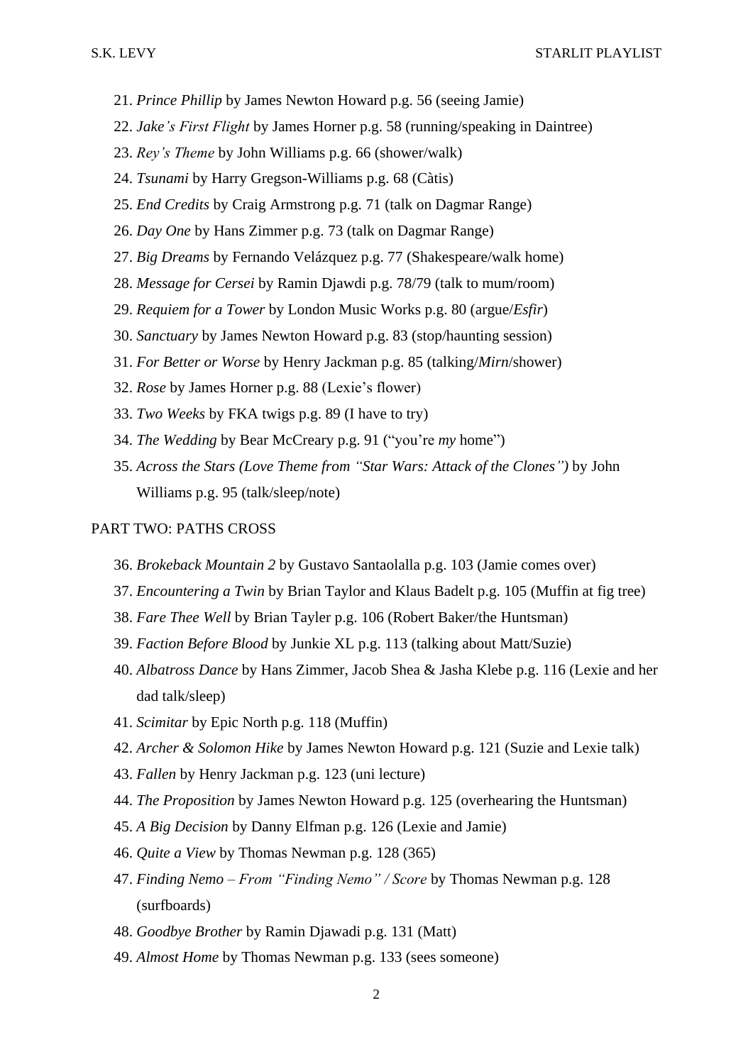21. *Prince Phillip* by James Newton Howard p.g. 56 (seeing Jamie)
22. *Jake's First Flight* by James Horner p.g. 58 (running/speaking in Daintree)
23. *Rey's Theme* by John Williams p.g. 66 (shower/walk)
24. *Tsunami* by Harry Gregson-Williams p.g. 68 (Càtis)
25. *End Credits* by Craig Armstrong p.g. 71 (talk on Dagmar Range)
26. *Day One* by Hans Zimmer p.g. 73 (talk on Dagmar Range)
27. *Big Dreams* by Fernando Velázquez p.g. 77 (Shakespeare/walk home)
28. *Message for Cersei* by Ramin Djawdi p.g. 78/79 (talk to mum/room)
29. *Requiem for a Tower* by London Music Works p.g. 80 (argue/*Esfir*)
30. *Sanctuary* by James Newton Howard p.g. 83 (stop/haunting session)
31. *For Better or Worse* by Henry Jackman p.g. 85 (talking/*Mirn*/shower)
32. *Rose* by James Horner p.g. 88 (Lexie's flower)
33. *Two Weeks* by FKA twigs p.g. 89 (I have to try)
34. *The Wedding* by Bear McCreary p.g. 91 ("you're *my* home")
35. *Across the Stars (Love Theme from "Star Wars: Attack of the Clones")* by John Williams p.g. 95 (talk/sleep/note)

PART TWO: PATHS CROSS

36. *Brokeback Mountain 2* by Gustavo Santaolalla p.g. 103 (Jamie comes over)
37. *Encountering a Twin* by Brian Taylor and Klaus Badelt p.g. 105 (Muffin at fig tree)
38. *Fare Thee Well* by Brian Tayler p.g. 106 (Robert Baker/the Huntsman)
39. *Faction Before Blood* by Junkie XL p.g. 113 (talking about Matt/Suzie)
40. *Albatross Dance* by Hans Zimmer, Jacob Shea & Jasha Klebe p.g. 116 (Lexie and her dad talk/sleep)
41. *Scimitar* by Epic North p.g. 118 (Muffin)
42. *Archer & Solomon Hike* by James Newton Howard p.g. 121 (Suzie and Lexie talk)
43. *Fallen* by Henry Jackman p.g. 123 (uni lecture)
44. *The Proposition* by James Newton Howard p.g. 125 (overhearing the Huntsman)
45. *A Big Decision* by Danny Elfman p.g. 126 (Lexie and Jamie)
46. *Quite a View* by Thomas Newman p.g. 128 (365)
47. *Finding Nemo – From "Finding Nemo" / Score* by Thomas Newman p.g. 128 (surfboards)
48. *Goodbye Brother* by Ramin Djawadi p.g. 131 (Matt)
49. *Almost Home* by Thomas Newman p.g. 133 (sees someone)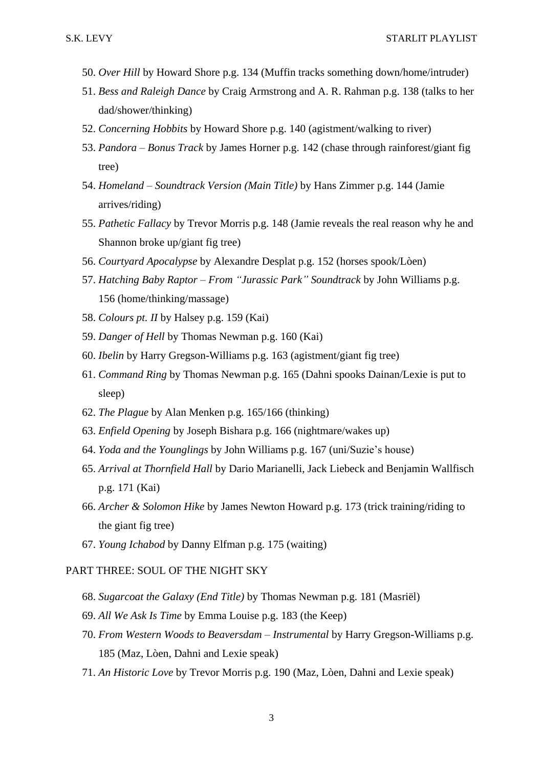50. *Over Hill* by Howard Shore p.g. 134 (Muffin tracks something down/home/intruder)
51. *Bess and Raleigh Dance* by Craig Armstrong and A. R. Rahman p.g. 138 (talks to her dad/shower/thinking)
52. *Concerning Hobbits* by Howard Shore p.g. 140 (agistment/walking to river)
53. *Pandora – Bonus Track* by James Horner p.g. 142 (chase through rainforest/giant fig tree)
54. *Homeland – Soundtrack Version (Main Title)* by Hans Zimmer p.g. 144 (Jamie arrives/riding)
55. *Pathetic Fallacy* by Trevor Morris p.g. 148 (Jamie reveals the real reason why he and Shannon broke up/giant fig tree)
56. *Courtyard Apocalypse* by Alexandre Desplat p.g. 152 (horses spook/Lòen)
57. *Hatching Baby Raptor – From "Jurassic Park" Soundtrack* by John Williams p.g. 156 (home/thinking/massage)
58. *Colours pt. II* by Halsey p.g. 159 (Kai)
59. *Danger of Hell* by Thomas Newman p.g. 160 (Kai)
60. *Ibelin* by Harry Gregson-Williams p.g. 163 (agistment/giant fig tree)
61. *Command Ring* by Thomas Newman p.g. 165 (Dahni spooks Dainan/Lexie is put to sleep)
62. *The Plague* by Alan Menken p.g. 165/166 (thinking)
63. *Enfield Opening* by Joseph Bishara p.g. 166 (nightmare/wakes up)
64. *Yoda and the Younglings* by John Williams p.g. 167 (uni/Suzie's house)
65. *Arrival at Thornfield Hall* by Dario Marianelli, Jack Liebeck and Benjamin Wallfisch p.g. 171 (Kai)
66. *Archer & Solomon Hike* by James Newton Howard p.g. 173 (trick training/riding to the giant fig tree)
67. *Young Ichabod* by Danny Elfman p.g. 175 (waiting)

PART THREE: SOUL OF THE NIGHT SKY

68. *Sugarcoat the Galaxy (End Title)* by Thomas Newman p.g. 181 (Masriël)
69. *All We Ask Is Time* by Emma Louise p.g. 183 (the Keep)
70. *From Western Woods to Beaversdam – Instrumental* by Harry Gregson-Williams p.g. 185 (Maz, Lòen, Dahni and Lexie speak)
71. *An Historic Love* by Trevor Morris p.g. 190 (Maz, Lòen, Dahni and Lexie speak)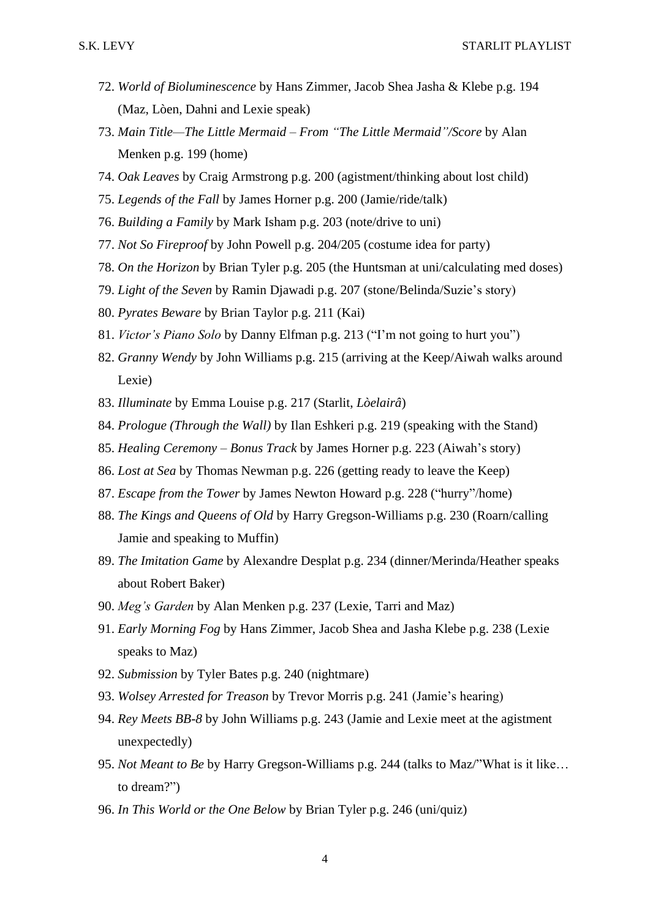72. *World of Bioluminescence* by Hans Zimmer, Jacob Shea Jasha & Klebe p.g. 194 (Maz, Lòen, Dahni and Lexie speak)
73. *Main Title—The Little Mermaid – From "The Little Mermaid"/Score* by Alan Menken p.g. 199 (home)
74. *Oak Leaves* by Craig Armstrong p.g. 200 (agistment/thinking about lost child)
75. *Legends of the Fall* by James Horner p.g. 200 (Jamie/ride/talk)
76. *Building a Family* by Mark Isham p.g. 203 (note/drive to uni)
77. *Not So Fireproof* by John Powell p.g. 204/205 (costume idea for party)
78. *On the Horizon* by Brian Tyler p.g. 205 (the Huntsman at uni/calculating med doses)
79. *Light of the Seven* by Ramin Djawadi p.g. 207 (stone/Belinda/Suzie's story)
80. *Pyrates Beware* by Brian Taylor p.g. 211 (Kai)
81. *Victor's Piano Solo* by Danny Elfman p.g. 213 ("I'm not going to hurt you")
82. *Granny Wendy* by John Williams p.g. 215 (arriving at the Keep/Aiwah walks around Lexie)
83. *Illuminate* by Emma Louise p.g. 217 (Starlit, *Lòelairâ*)
84. *Prologue (Through the Wall)* by Ilan Eshkeri p.g. 219 (speaking with the Stand)
85. *Healing Ceremony – Bonus Track* by James Horner p.g. 223 (Aiwah's story)
86. *Lost at Sea* by Thomas Newman p.g. 226 (getting ready to leave the Keep)
87. *Escape from the Tower* by James Newton Howard p.g. 228 ("hurry"/home)
88. *The Kings and Queens of Old* by Harry Gregson-Williams p.g. 230 (Roarn/calling Jamie and speaking to Muffin)
89. *The Imitation Game* by Alexandre Desplat p.g. 234 (dinner/Merinda/Heather speaks about Robert Baker)
90. *Meg's Garden* by Alan Menken p.g. 237 (Lexie, Tarri and Maz)
91. *Early Morning Fog* by Hans Zimmer, Jacob Shea and Jasha Klebe p.g. 238 (Lexie speaks to Maz)
92. *Submission* by Tyler Bates p.g. 240 (nightmare)
93. *Wolsey Arrested for Treason* by Trevor Morris p.g. 241 (Jamie's hearing)
94. *Rey Meets BB-8* by John Williams p.g. 243 (Jamie and Lexie meet at the agistment unexpectedly)
95. *Not Meant to Be* by Harry Gregson-Williams p.g. 244 (talks to Maz/"What is it like… to dream?")
96. *In This World or the One Below* by Brian Tyler p.g. 246 (uni/quiz)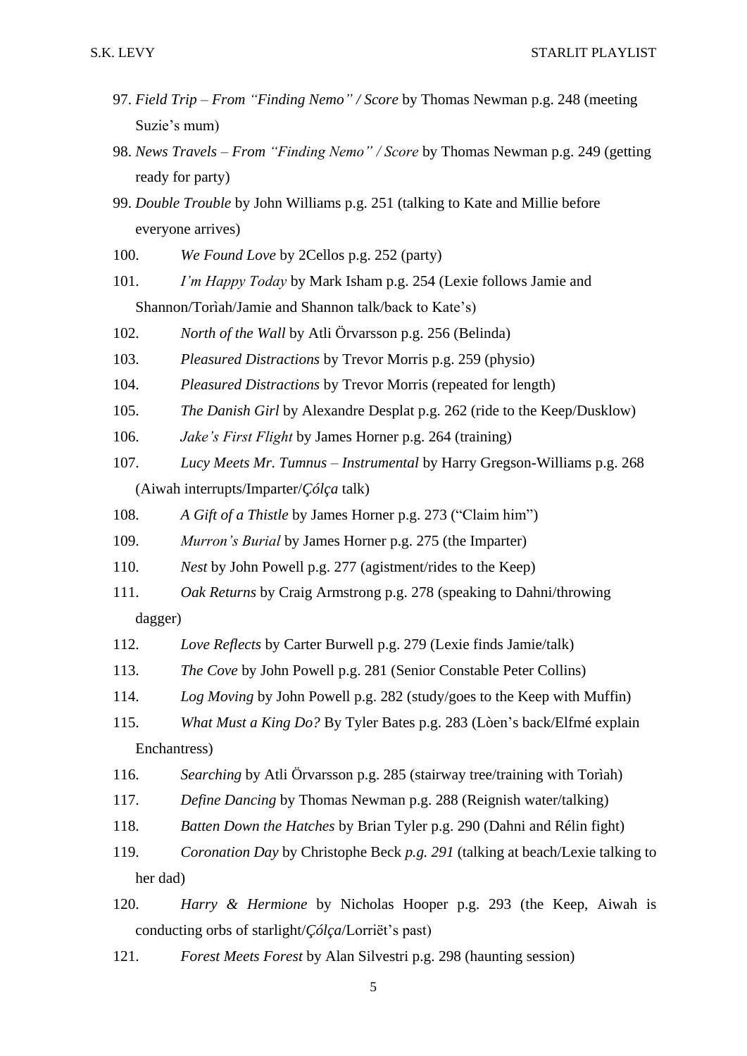97. *Field Trip – From "Finding Nemo" / Score* by Thomas Newman p.g. 248 (meeting Suzie's mum)
98. *News Travels – From "Finding Nemo" / Score* by Thomas Newman p.g. 249 (getting ready for party)
99. *Double Trouble* by John Williams p.g. 251 (talking to Kate and Millie before everyone arrives)
100. *We Found Love* by 2Cellos p.g. 252 (party)
101. *I'm Happy Today* by Mark Isham p.g. 254 (Lexie follows Jamie and Shannon/Torìah/Jamie and Shannon talk/back to Kate's)
102. *North of the Wall* by Atli Örvarsson p.g. 256 (Belinda)
103. *Pleasured Distractions* by Trevor Morris p.g. 259 (physio)
104. *Pleasured Distractions* by Trevor Morris (repeated for length)
105. *The Danish Girl* by Alexandre Desplat p.g. 262 (ride to the Keep/Dusklow)
106. *Jake's First Flight* by James Horner p.g. 264 (training)
107. *Lucy Meets Mr. Tumnus – Instrumental* by Harry Gregson-Williams p.g. 268 (Aiwah interrupts/Imparter/*Çólça* talk)
108. *A Gift of a Thistle* by James Horner p.g. 273 ("Claim him")
109. *Murron's Burial* by James Horner p.g. 275 (the Imparter)
110. *Nest* by John Powell p.g. 277 (agistment/rides to the Keep)
111. *Oak Returns* by Craig Armstrong p.g. 278 (speaking to Dahni/throwing dagger)
112. *Love Reflects* by Carter Burwell p.g. 279 (Lexie finds Jamie/talk)
113. *The Cove* by John Powell p.g. 281 (Senior Constable Peter Collins)
114. *Log Moving* by John Powell p.g. 282 (study/goes to the Keep with Muffin)
115. *What Must a King Do?* By Tyler Bates p.g. 283 (Lòen's back/Elfmé explain Enchantress)
116. *Searching* by Atli Örvarsson p.g. 285 (stairway tree/training with Torìah)
117. *Define Dancing* by Thomas Newman p.g. 288 (Reignish water/talking)
118. *Batten Down the Hatches* by Brian Tyler p.g. 290 (Dahni and Rélin fight)
119. *Coronation Day* by Christophe Beck *p.g. 291* (talking at beach/Lexie talking to her dad)
120. *Harry & Hermione* by Nicholas Hooper p.g. 293 (the Keep, Aiwah is conducting orbs of starlight/*Çólça*/Lorriët's past)
121. *Forest Meets Forest* by Alan Silvestri p.g. 298 (haunting session)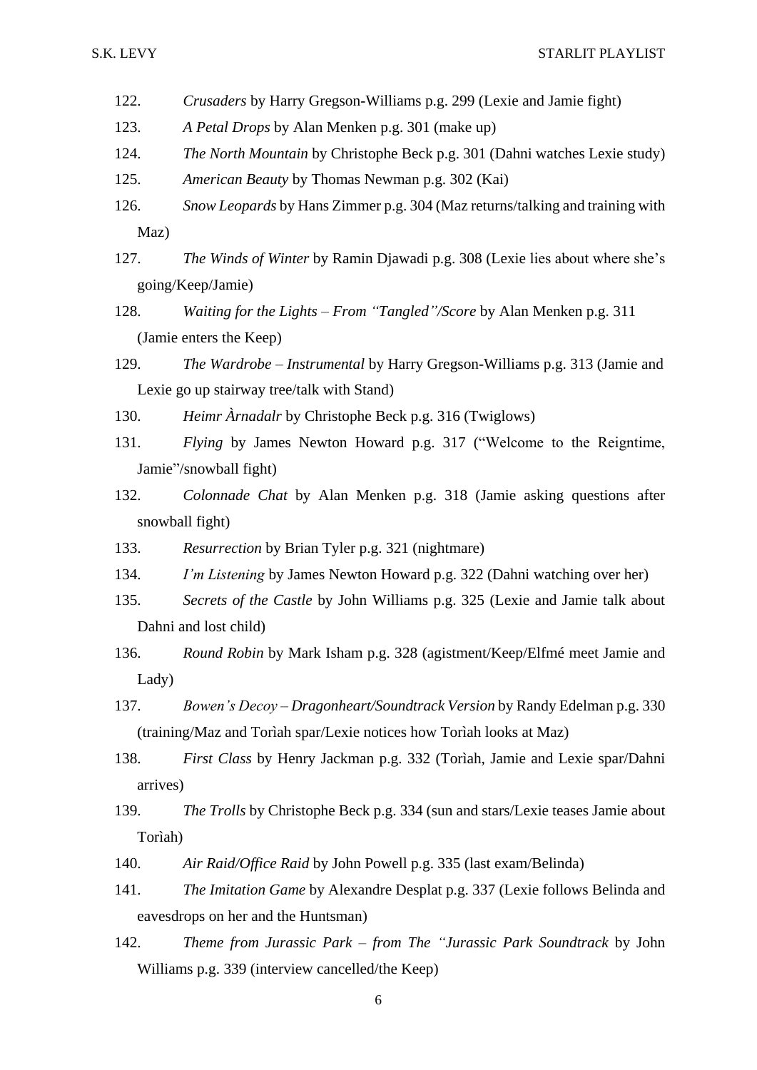122. *Crusaders* by Harry Gregson-Williams p.g. 299 (Lexie and Jamie fight)

123. *A Petal Drops* by Alan Menken p.g. 301 (make up)

124. *The North Mountain* by Christophe Beck p.g. 301 (Dahni watches Lexie study)

125. *American Beauty* by Thomas Newman p.g. 302 (Kai)

126. *Snow Leopards* by Hans Zimmer p.g. 304 (Maz returns/talking and training with Maz)

127. *The Winds of Winter* by Ramin Djawadi p.g. 308 (Lexie lies about where she's going/Keep/Jamie)

128. *Waiting for the Lights – From "Tangled"/Score* by Alan Menken p.g. 311 (Jamie enters the Keep)

129. *The Wardrobe – Instrumental* by Harry Gregson-Williams p.g. 313 (Jamie and Lexie go up stairway tree/talk with Stand)

130. *Heimr Àrnadalr* by Christophe Beck p.g. 316 (Twiglows)

131. *Flying* by James Newton Howard p.g. 317 ("Welcome to the Reigntime, Jamie"/snowball fight)

132. *Colonnade Chat* by Alan Menken p.g. 318 (Jamie asking questions after snowball fight)

133. *Resurrection* by Brian Tyler p.g. 321 (nightmare)

134. *I'm Listening* by James Newton Howard p.g. 322 (Dahni watching over her)

135. *Secrets of the Castle* by John Williams p.g. 325 (Lexie and Jamie talk about Dahni and lost child)

136. *Round Robin* by Mark Isham p.g. 328 (agistment/Keep/Elfmé meet Jamie and Lady)

137. *Bowen's Decoy – Dragonheart/Soundtrack Version* by Randy Edelman p.g. 330 (training/Maz and Torìah spar/Lexie notices how Torìah looks at Maz)

138. *First Class* by Henry Jackman p.g. 332 (Torìah, Jamie and Lexie spar/Dahni arrives)

139. *The Trolls* by Christophe Beck p.g. 334 (sun and stars/Lexie teases Jamie about Torìah)

140. *Air Raid/Office Raid* by John Powell p.g. 335 (last exam/Belinda)

141. *The Imitation Game* by Alexandre Desplat p.g. 337 (Lexie follows Belinda and eavesdrops on her and the Huntsman)

142. *Theme from Jurassic Park – from The "Jurassic Park Soundtrack* by John Williams p.g. 339 (interview cancelled/the Keep)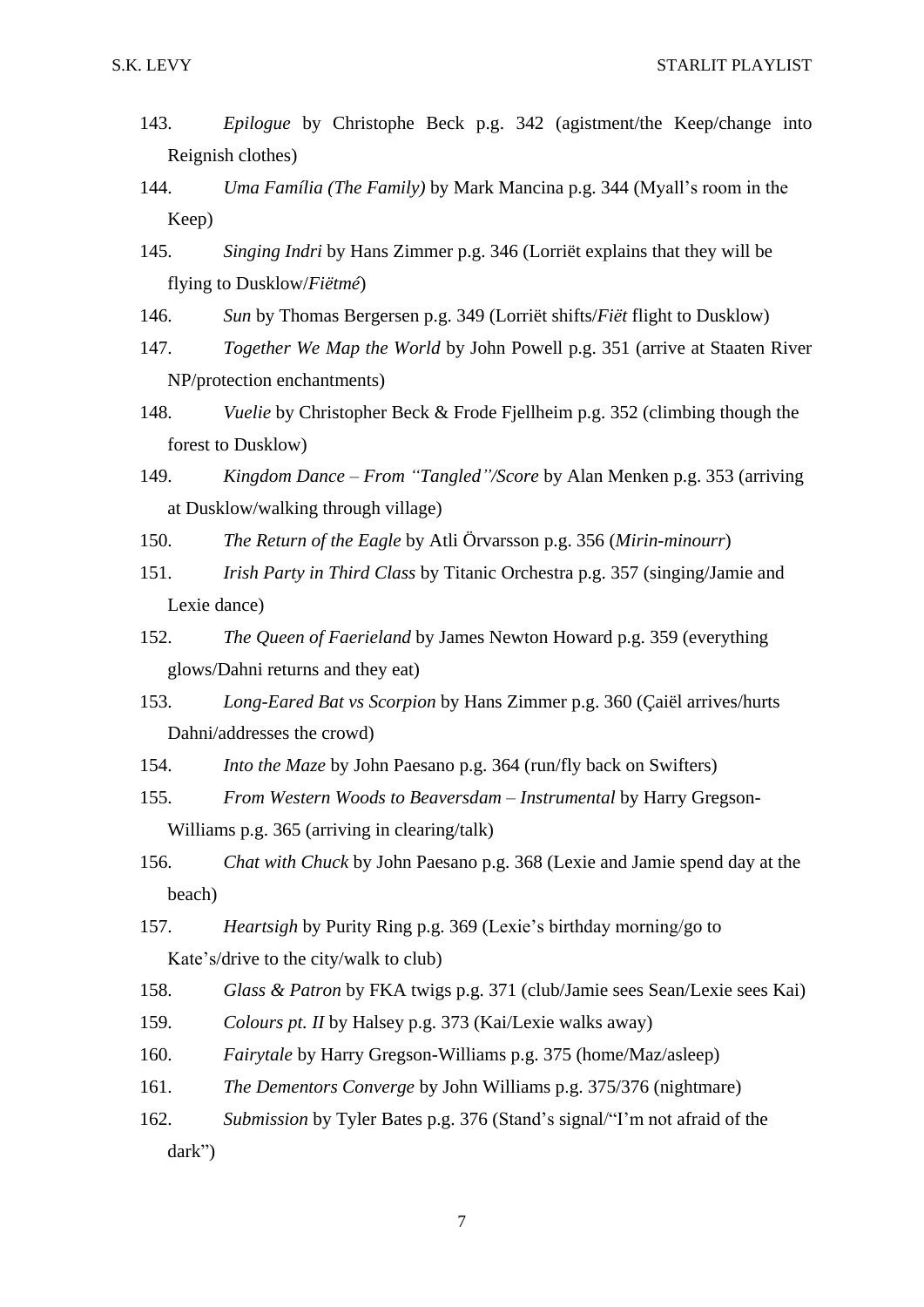143. *Epilogue* by Christophe Beck p.g. 342 (agistment/the Keep/change into Reignish clothes)

144. *Uma Família (The Family)* by Mark Mancina p.g. 344 (Myall's room in the Keep)

145. *Singing Indri* by Hans Zimmer p.g. 346 (Lorriët explains that they will be flying to Dusklow/*Fiëtmé*)

146. *Sun* by Thomas Bergersen p.g. 349 (Lorriët shifts/*Fiët* flight to Dusklow)

147. *Together We Map the World* by John Powell p.g. 351 (arrive at Staaten River NP/protection enchantments)

148. *Vuelie* by Christopher Beck & Frode Fjellheim p.g. 352 (climbing though the forest to Dusklow)

149. *Kingdom Dance – From "Tangled"/Score* by Alan Menken p.g. 353 (arriving at Dusklow/walking through village)

150. *The Return of the Eagle* by Atli Örvarsson p.g. 356 (*Mirin-minourr*)

151. *Irish Party in Third Class* by Titanic Orchestra p.g. 357 (singing/Jamie and Lexie dance)

152. *The Queen of Faerieland* by James Newton Howard p.g. 359 (everything glows/Dahni returns and they eat)

153. *Long-Eared Bat vs Scorpion* by Hans Zimmer p.g. 360 (Çaiël arrives/hurts Dahni/addresses the crowd)

154. *Into the Maze* by John Paesano p.g. 364 (run/fly back on Swifters)

155. *From Western Woods to Beaversdam – Instrumental* by Harry Gregson-Williams p.g. 365 (arriving in clearing/talk)

156. *Chat with Chuck* by John Paesano p.g. 368 (Lexie and Jamie spend day at the beach)

157. *Heartsigh* by Purity Ring p.g. 369 (Lexie's birthday morning/go to Kate's/drive to the city/walk to club)

158. *Glass & Patron* by FKA twigs p.g. 371 (club/Jamie sees Sean/Lexie sees Kai)

159. *Colours pt. II* by Halsey p.g. 373 (Kai/Lexie walks away)

160. *Fairytale* by Harry Gregson-Williams p.g. 375 (home/Maz/asleep)

161. *The Dementors Converge* by John Williams p.g. 375/376 (nightmare)

162. *Submission* by Tyler Bates p.g. 376 (Stand's signal/"I'm not afraid of the dark")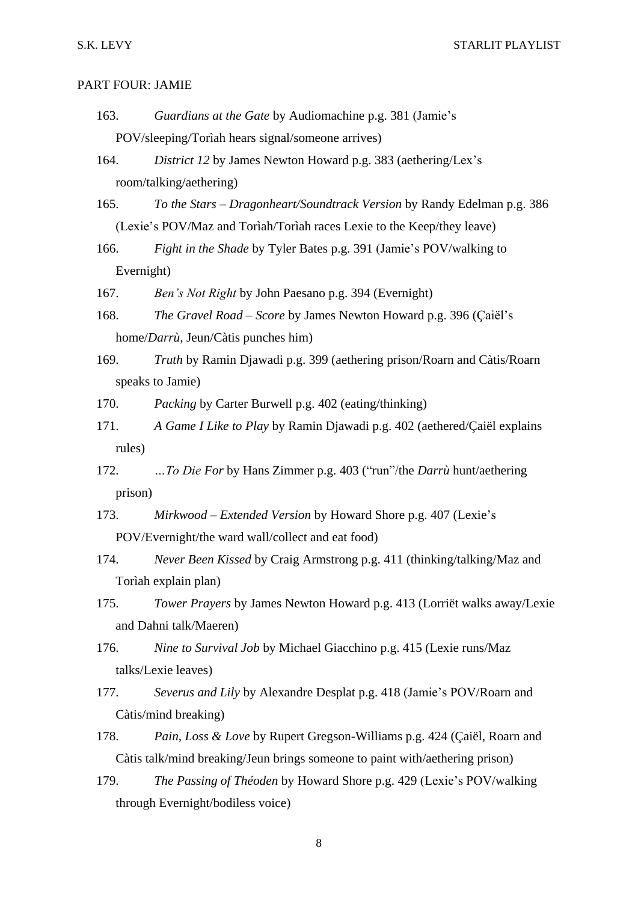PART FOUR: JAMIE

163. *Guardians at the Gate* by Audiomachine p.g. 381 (Jamie's POV/sleeping/Torìah hears signal/someone arrives)
164. *District 12* by James Newton Howard p.g. 383 (aethering/Lex's room/talking/aethering)
165. *To the Stars – Dragonheart/Soundtrack Version* by Randy Edelman p.g. 386 (Lexie's POV/Maz and Torìah/Torìah races Lexie to the Keep/they leave)
166. *Fight in the Shade* by Tyler Bates p.g. 391 (Jamie's POV/walking to Evernight)
167. *Ben's Not Right* by John Paesano p.g. 394 (Evernight)
168. *The Gravel Road – Score* by James Newton Howard p.g. 396 (Çaiël's home/*Darrù*, Jeun/Càtis punches him)
169. *Truth* by Ramin Djawadi p.g. 399 (aethering prison/Roarn and Càtis/Roarn speaks to Jamie)
170. *Packing* by Carter Burwell p.g. 402 (eating/thinking)
171. *A Game I Like to Play* by Ramin Djawadi p.g. 402 (aethered/Çaiël explains rules)
172. *…To Die For* by Hans Zimmer p.g. 403 ("run"/the *Darrù* hunt/aethering prison)
173. *Mirkwood – Extended Version* by Howard Shore p.g. 407 (Lexie's POV/Evernight/the ward wall/collect and eat food)
174. *Never Been Kissed* by Craig Armstrong p.g. 411 (thinking/talking/Maz and Torìah explain plan)
175. *Tower Prayers* by James Newton Howard p.g. 413 (Lorriët walks away/Lexie and Dahni talk/Maeren)
176. *Nine to Survival Job* by Michael Giacchino p.g. 415 (Lexie runs/Maz talks/Lexie leaves)
177. *Severus and Lily* by Alexandre Desplat p.g. 418 (Jamie's POV/Roarn and Càtis/mind breaking)
178. *Pain, Loss & Love* by Rupert Gregson-Williams p.g. 424 (Çaiël, Roarn and Càtis talk/mind breaking/Jeun brings someone to paint with/aethering prison)
179. *The Passing of Théoden* by Howard Shore p.g. 429 (Lexie's POV/walking through Evernight/bodiless voice)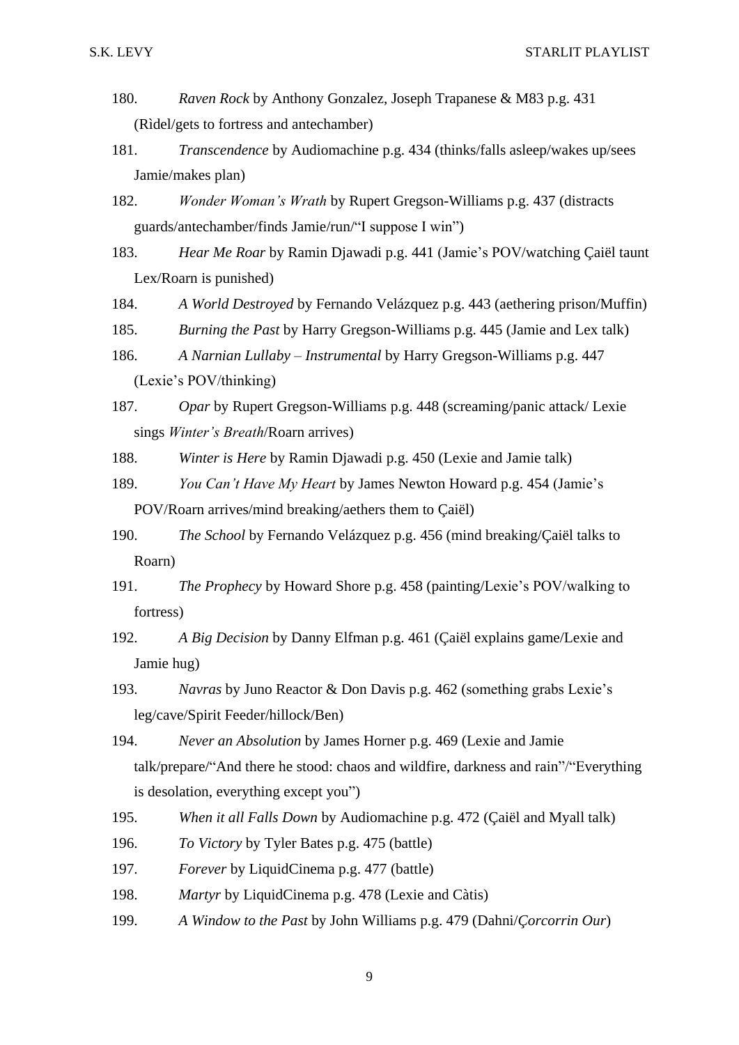180. *Raven Rock* by Anthony Gonzalez, Joseph Trapanese & M83 p.g. 431 (Rìdel/gets to fortress and antechamber)

181. *Transcendence* by Audiomachine p.g. 434 (thinks/falls asleep/wakes up/sees Jamie/makes plan)

182. *Wonder Woman's Wrath* by Rupert Gregson-Williams p.g. 437 (distracts guards/antechamber/finds Jamie/run/"I suppose I win")

183. *Hear Me Roar* by Ramin Djawadi p.g. 441 (Jamie's POV/watching Çaiël taunt Lex/Roarn is punished)

184. *A World Destroyed* by Fernando Velázquez p.g. 443 (aethering prison/Muffin)

185. *Burning the Past* by Harry Gregson-Williams p.g. 445 (Jamie and Lex talk)

186. *A Narnian Lullaby – Instrumental* by Harry Gregson-Williams p.g. 447 (Lexie's POV/thinking)

187. *Opar* by Rupert Gregson-Williams p.g. 448 (screaming/panic attack/ Lexie sings *Winter's Breath*/Roarn arrives)

188. *Winter is Here* by Ramin Djawadi p.g. 450 (Lexie and Jamie talk)

189. *You Can't Have My Heart* by James Newton Howard p.g. 454 (Jamie's POV/Roarn arrives/mind breaking/aethers them to Çaiël)

190. *The School* by Fernando Velázquez p.g. 456 (mind breaking/Çaiël talks to Roarn)

191. *The Prophecy* by Howard Shore p.g. 458 (painting/Lexie's POV/walking to fortress)

192. *A Big Decision* by Danny Elfman p.g. 461 (Çaiël explains game/Lexie and Jamie hug)

193. *Navras* by Juno Reactor & Don Davis p.g. 462 (something grabs Lexie's leg/cave/Spirit Feeder/hillock/Ben)

194. *Never an Absolution* by James Horner p.g. 469 (Lexie and Jamie talk/prepare/"And there he stood: chaos and wildfire, darkness and rain"/"Everything is desolation, everything except you")

195. *When it all Falls Down* by Audiomachine p.g. 472 (Çaiël and Myall talk)

196. *To Victory* by Tyler Bates p.g. 475 (battle)

197. *Forever* by LiquidCinema p.g. 477 (battle)

198. *Martyr* by LiquidCinema p.g. 478 (Lexie and Càtis)

199. *A Window to the Past* by John Williams p.g. 479 (Dahni/*Çorcorrin Our*)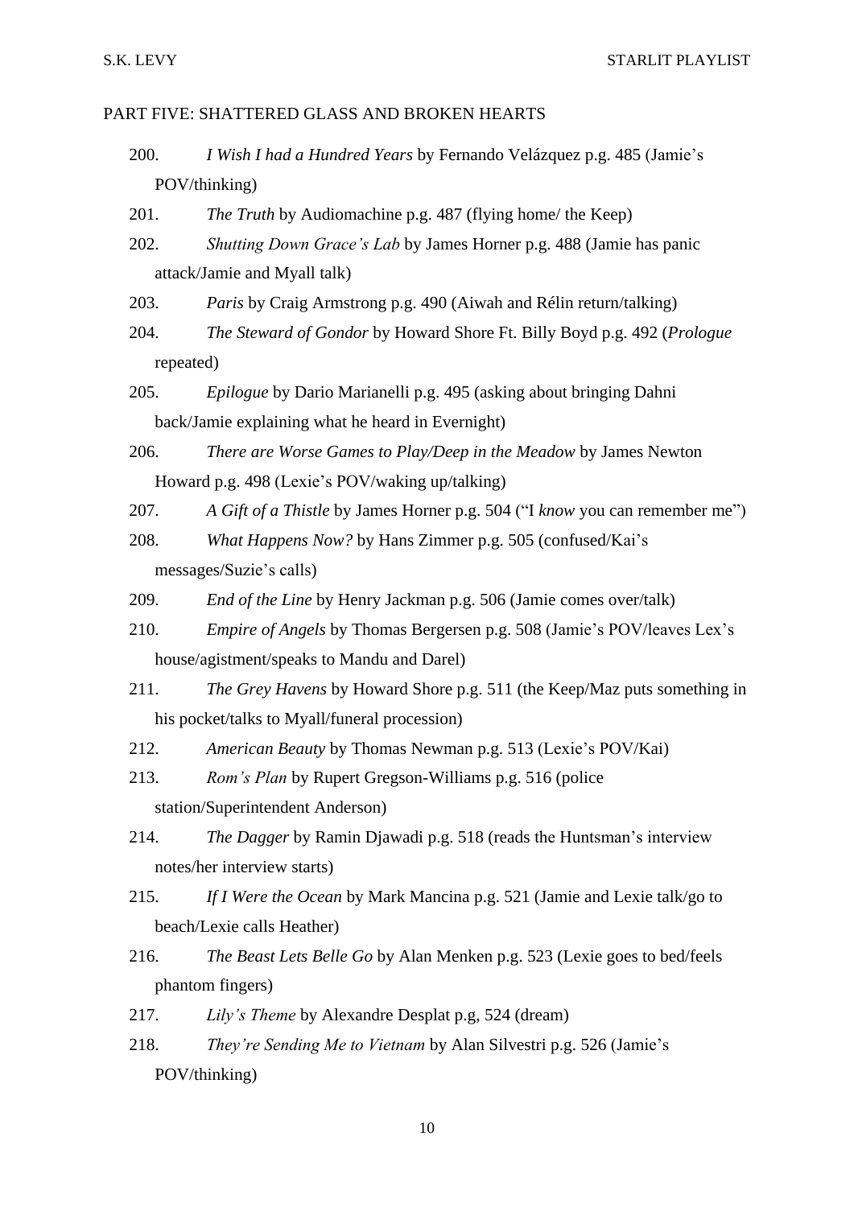PART FIVE: SHATTERED GLASS AND BROKEN HEARTS

200. *I Wish I had a Hundred Years* by Fernando Velázquez p.g. 485 (Jamie's POV/thinking)
201. *The Truth* by Audiomachine p.g. 487 (flying home/ the Keep)
202. *Shutting Down Grace's Lab* by James Horner p.g. 488 (Jamie has panic attack/Jamie and Myall talk)
203. *Paris* by Craig Armstrong p.g. 490 (Aiwah and Rélin return/talking)
204. *The Steward of Gondor* by Howard Shore Ft. Billy Boyd p.g. 492 (*Prologue* repeated)
205. *Epilogue* by Dario Marianelli p.g. 495 (asking about bringing Dahni back/Jamie explaining what he heard in Evernight)
206. *There are Worse Games to Play/Deep in the Meadow* by James Newton Howard p.g. 498 (Lexie's POV/waking up/talking)
207. *A Gift of a Thistle* by James Horner p.g. 504 ("I *know* you can remember me")
208. *What Happens Now?* by Hans Zimmer p.g. 505 (confused/Kai's messages/Suzie's calls)
209. *End of the Line* by Henry Jackman p.g. 506 (Jamie comes over/talk)
210. *Empire of Angels* by Thomas Bergersen p.g. 508 (Jamie's POV/leaves Lex's house/agistment/speaks to Mandu and Darel)
211. *The Grey Havens* by Howard Shore p.g. 511 (the Keep/Maz puts something in his pocket/talks to Myall/funeral procession)
212. *American Beauty* by Thomas Newman p.g. 513 (Lexie's POV/Kai)
213. *Rom's Plan* by Rupert Gregson-Williams p.g. 516 (police station/Superintendent Anderson)
214. *The Dagger* by Ramin Djawadi p.g. 518 (reads the Huntsman's interview notes/her interview starts)
215. *If I Were the Ocean* by Mark Mancina p.g. 521 (Jamie and Lexie talk/go to beach/Lexie calls Heather)
216. *The Beast Lets Belle Go* by Alan Menken p.g. 523 (Lexie goes to bed/feels phantom fingers)
217. *Lily's Theme* by Alexandre Desplat p.g, 524 (dream)
218. *They're Sending Me to Vietnam* by Alan Silvestri p.g. 526 (Jamie's POV/thinking)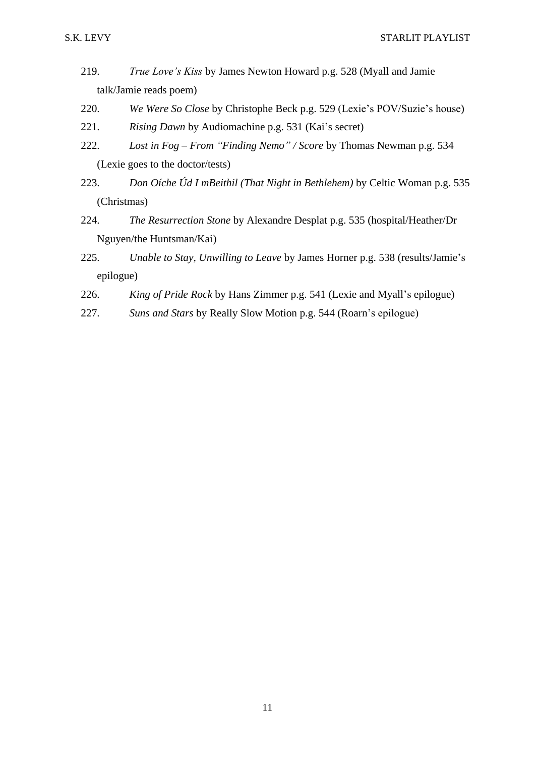219. *True Love's Kiss* by James Newton Howard p.g. 528 (Myall and Jamie talk/Jamie reads poem)
220. *We Were So Close* by Christophe Beck p.g. 529 (Lexie's POV/Suzie's house)
221. *Rising Dawn* by Audiomachine p.g. 531 (Kai's secret)
222. *Lost in Fog – From "Finding Nemo" / Score* by Thomas Newman p.g. 534 (Lexie goes to the doctor/tests)
223. *Don Oíche Úd I mBeithil (That Night in Bethlehem)* by Celtic Woman p.g. 535 (Christmas)
224. *The Resurrection Stone* by Alexandre Desplat p.g. 535 (hospital/Heather/Dr Nguyen/the Huntsman/Kai)
225. *Unable to Stay, Unwilling to Leave* by James Horner p.g. 538 (results/Jamie's epilogue)
226. *King of Pride Rock* by Hans Zimmer p.g. 541 (Lexie and Myall's epilogue)
227. *Suns and Stars* by Really Slow Motion p.g. 544 (Roarn's epilogue)